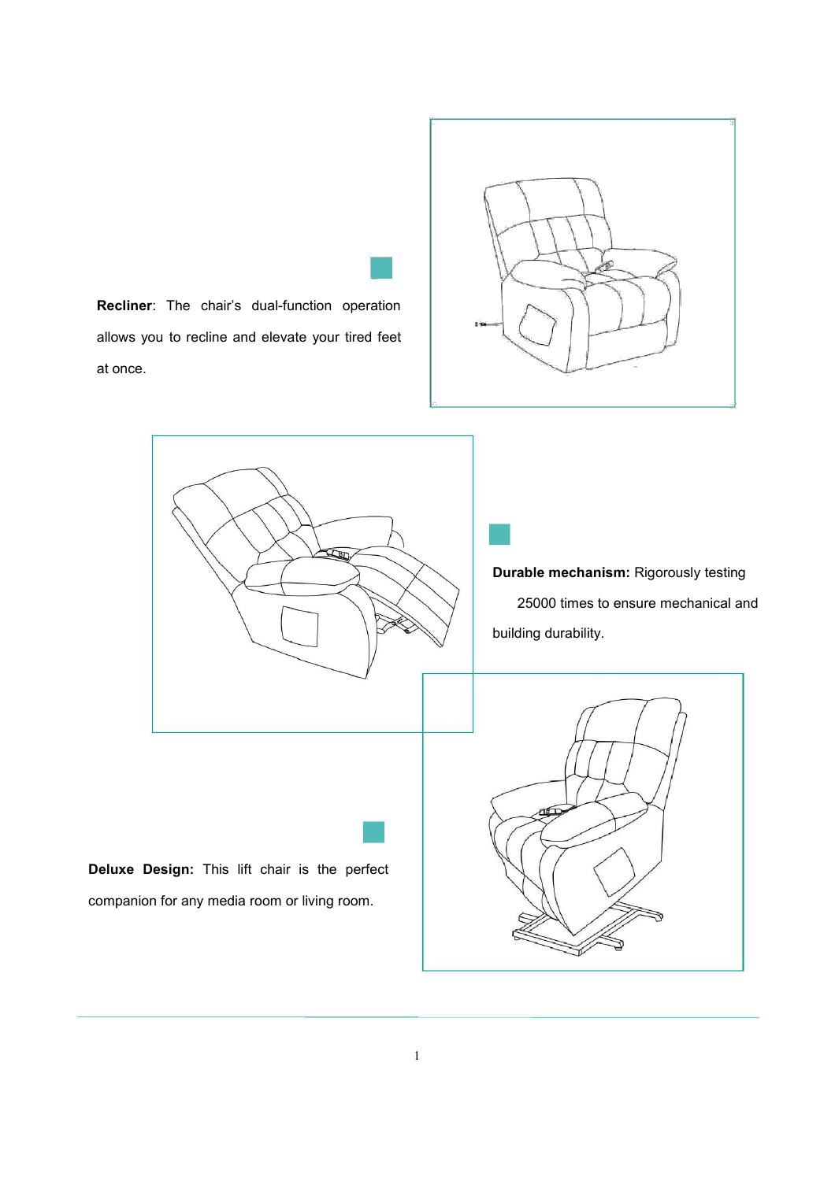**Recliner**: The chair's dual-function operation allows you to recline and elevate your tired feet at once.

**Durable mechanism:** Rigorously testing 25000 times to ensure mechanical and building durability.

**Deluxe Design:** This lift chair is the perfect companion for any media room or living room.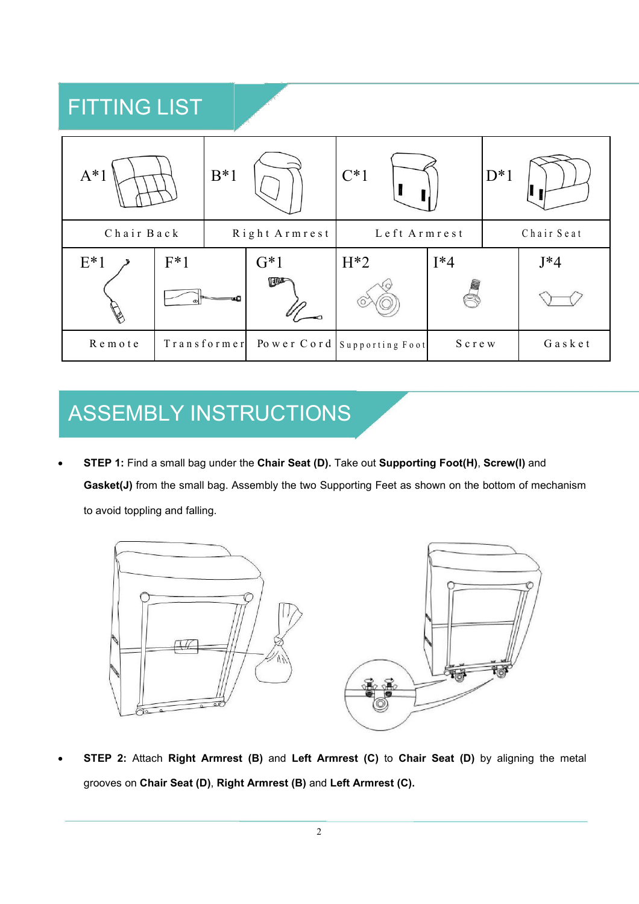## FITTING LIST

| A*1 | B*1 | C*1 | D*1 |
|---|---|---|---|
| Chair Back | Right Armrest | Left Armrest | Chair Seat |

| E*1 | F*1 | G*1 | H*2 | I*4 | J*4 |
|---|---|---|---|---|---|
| Remote | Transformer | Power Cord | Supporting Foot | Screw | Gasket |

## ASSEMBLY INSTRUCTIONS

- **STEP 1:** Find a small bag under the **Chair Seat (D).** Take out **Supporting Foot(H)**, **Screw(I)** and **Gasket(J)** from the small bag. Assembly the two Supporting Feet as shown on the bottom of mechanism to avoid toppling and falling.

- **STEP 2:** Attach **Right Armrest (B)** and **Left Armrest (C)** to **Chair Seat (D)** by aligning the metal grooves on **Chair Seat (D)**, **Right Armrest (B)** and **Left Armrest (C).**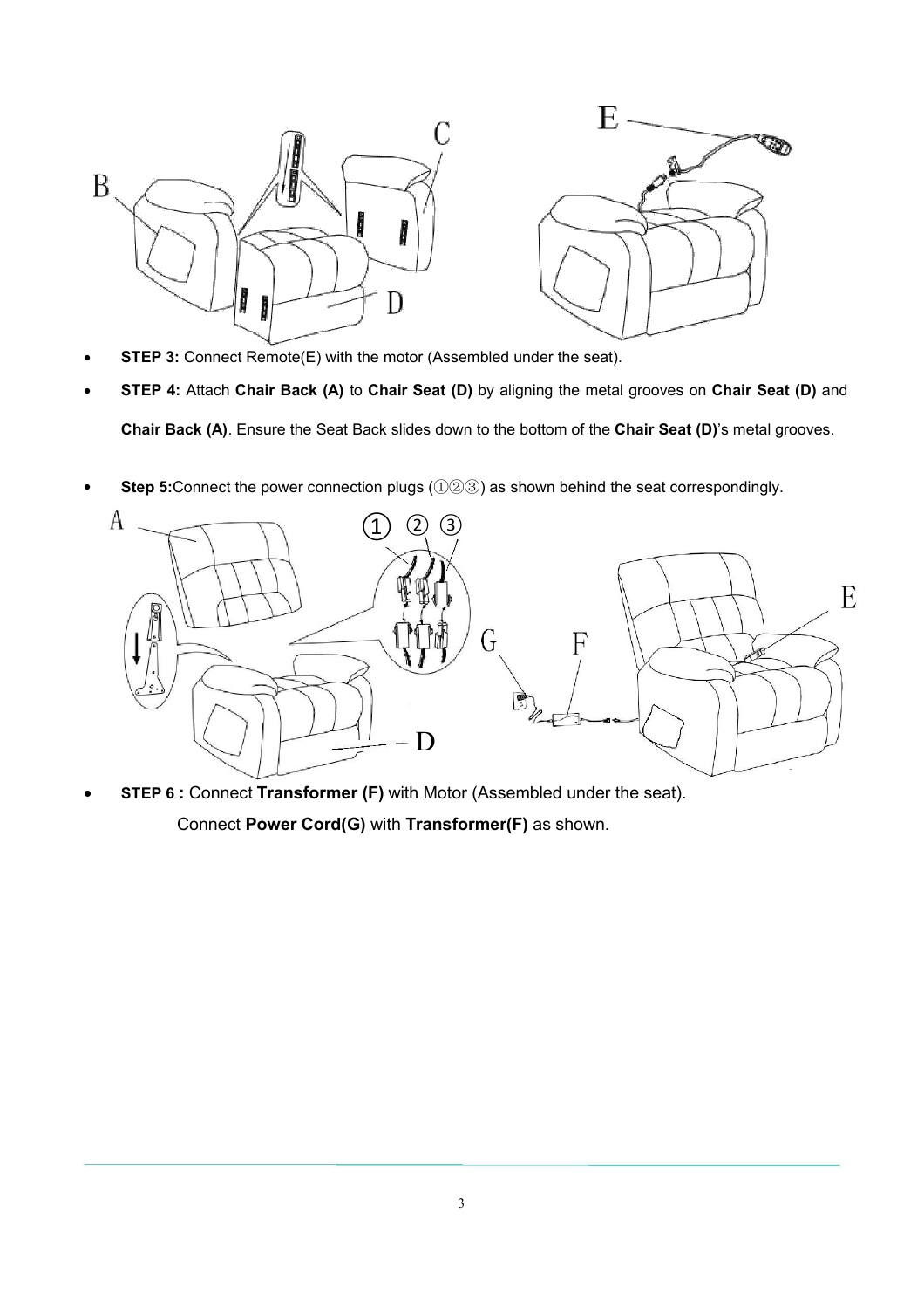- **STEP 3:** Connect Remote(E) with the motor (Assembled under the seat).
- **STEP 4:** Attach **Chair Back (A)** to **Chair Seat (D)** by aligning the metal grooves on **Chair Seat (D)** and **Chair Back (A)**. Ensure the Seat Back slides down to the bottom of the **Chair Seat (D)**'s metal grooves.
- **Step 5:**Connect the power connection plugs (①②③) as shown behind the seat correspondingly.
- **STEP 6 :** Connect **Transformer (F)** with Motor (Assembled under the seat).

  Connect **Power Cord(G)** with **Transformer(F)** as shown.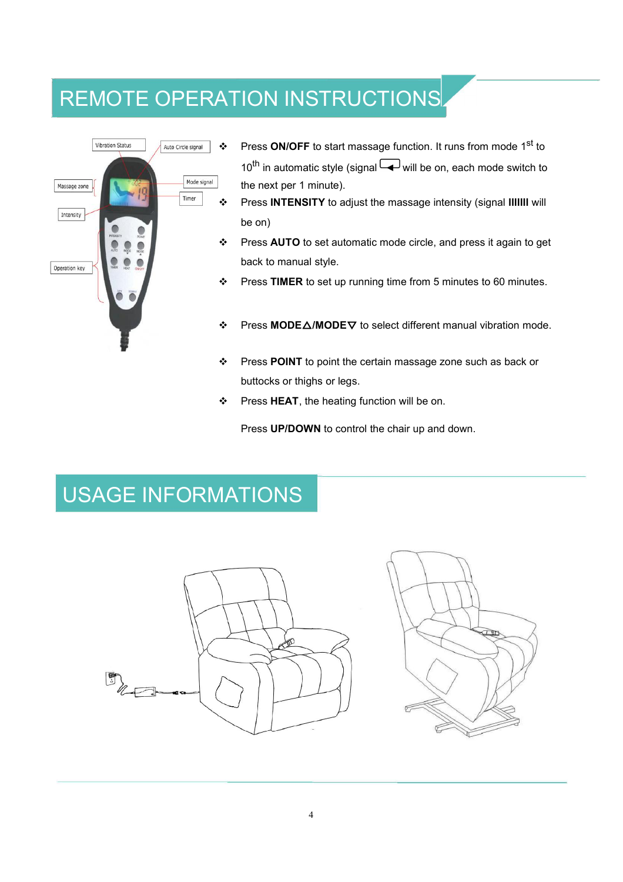# REMOTE OPERATION INSTRUCTIONS

- Press **ON/OFF** to start massage function. It runs from mode 1st to 10th in automatic style (signal ⮐ will be on, each mode switch to the next per 1 minute).
- Press **INTENSITY** to adjust the massage intensity (signal **IIIIIII** will be on)
- Press **AUTO** to set automatic mode circle, and press it again to get back to manual style.
- Press **TIMER** to set up running time from 5 minutes to 60 minutes.
- Press **MODE△/MODE▽** to select different manual vibration mode.
- Press **POINT** to point the certain massage zone such as back or buttocks or thighs or legs.
- Press **HEAT**, the heating function will be on.

Press **UP/DOWN** to control the chair up and down.

# USAGE INFORMATIONS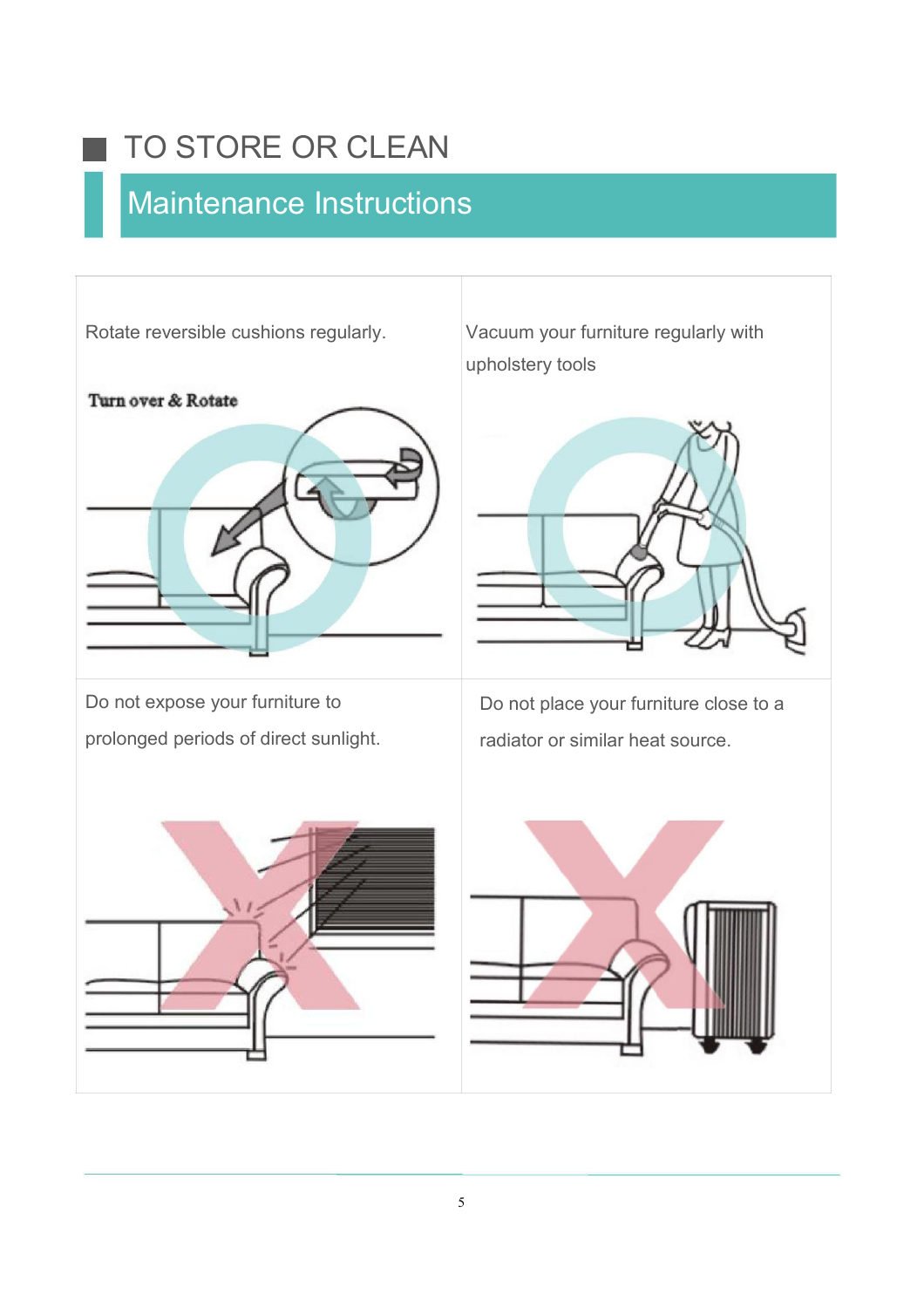## TO STORE OR CLEAN

### Maintenance Instructions

Rotate reversible cushions regularly.

Turn over & Rotate

Vacuum your furniture regularly with upholstery tools

Do not expose your furniture to prolonged periods of direct sunlight.

Do not place your furniture close to a radiator or similar heat source.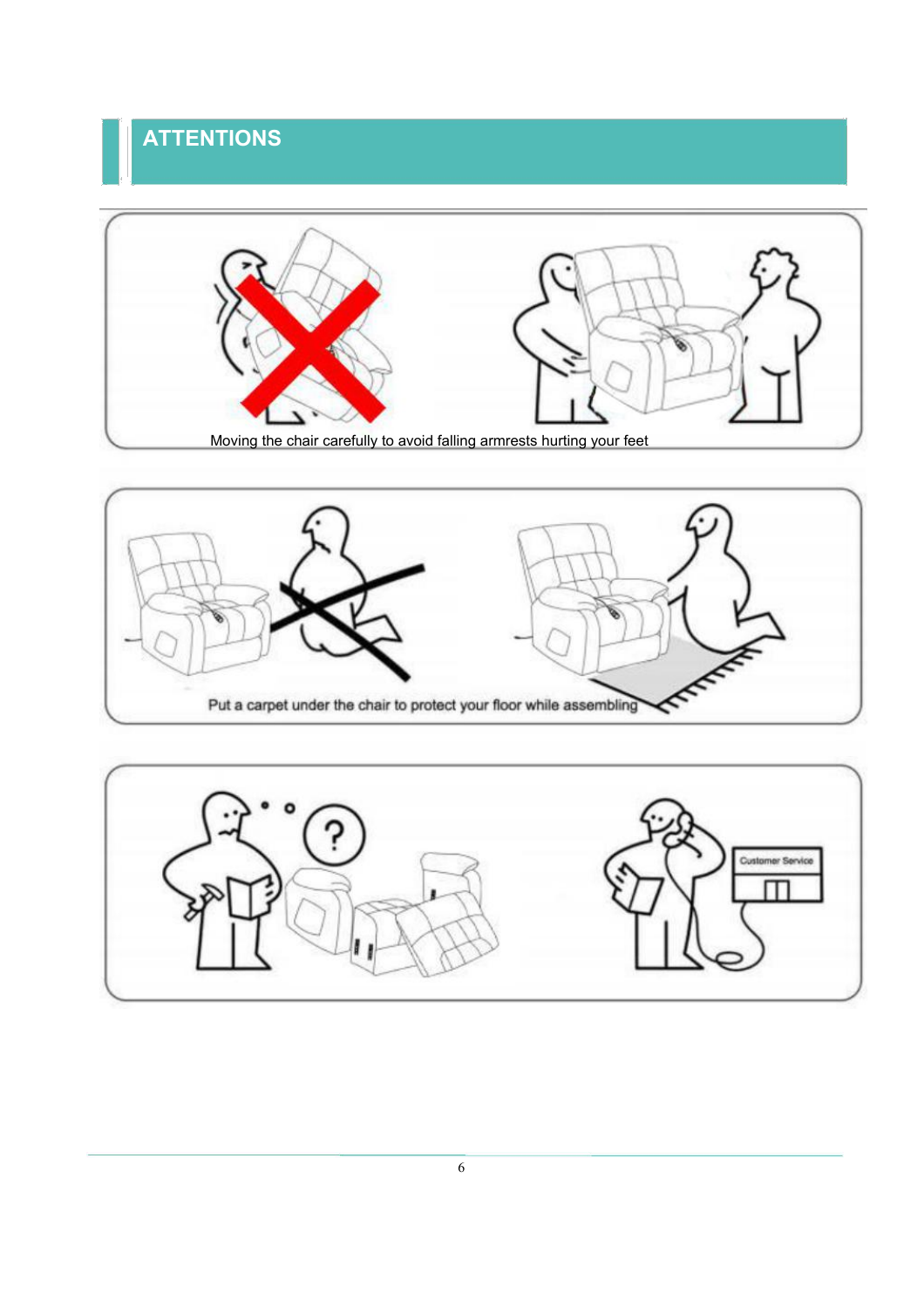## ATTENTIONS

Moving the chair carefully to avoid falling armrests hurting your feet

Put a carpet under the chair to protect your floor while assembling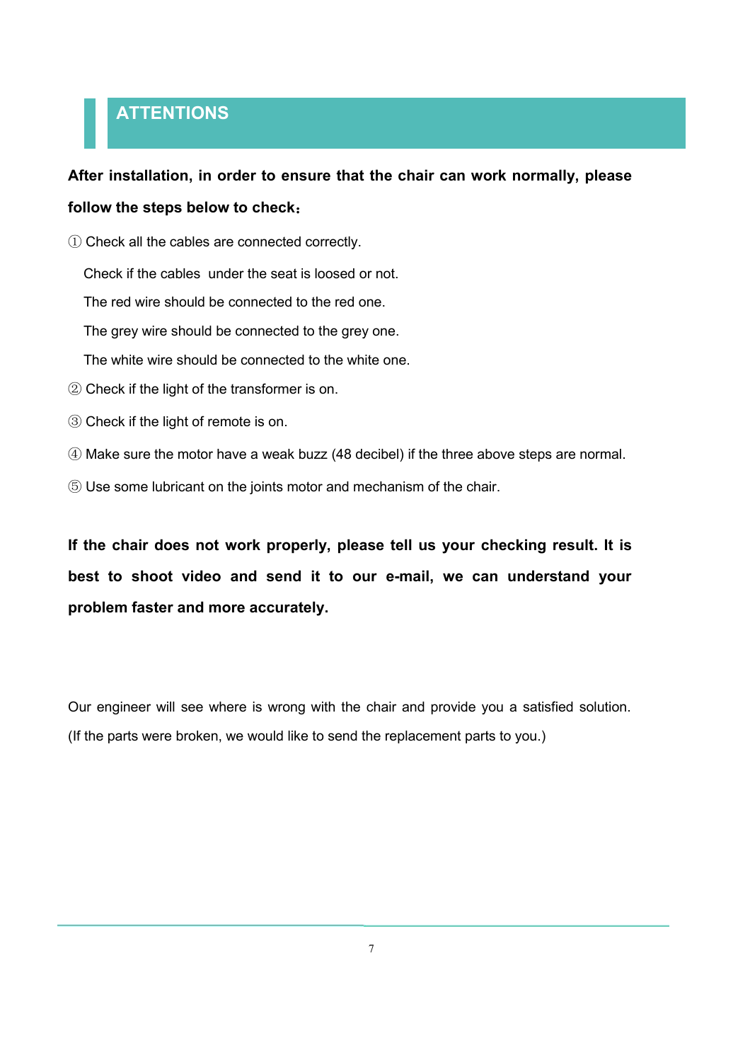## ATTENTIONS

**After installation, in order to ensure that the chair can work normally, please follow the steps below to check：**

① Check all the cables are connected correctly.

Check if the cables under the seat is loosed or not.

The red wire should be connected to the red one.

The grey wire should be connected to the grey one.

The white wire should be connected to the white one.

② Check if the light of the transformer is on.

③ Check if the light of remote is on.

④ Make sure the motor have a weak buzz (48 decibel) if the three above steps are normal.

⑤ Use some lubricant on the joints motor and mechanism of the chair.

**If the chair does not work properly, please tell us your checking result. It is best to shoot video and send it to our e-mail, we can understand your problem faster and more accurately.**

Our engineer will see where is wrong with the chair and provide you a satisfied solution. (If the parts were broken, we would like to send the replacement parts to you.)